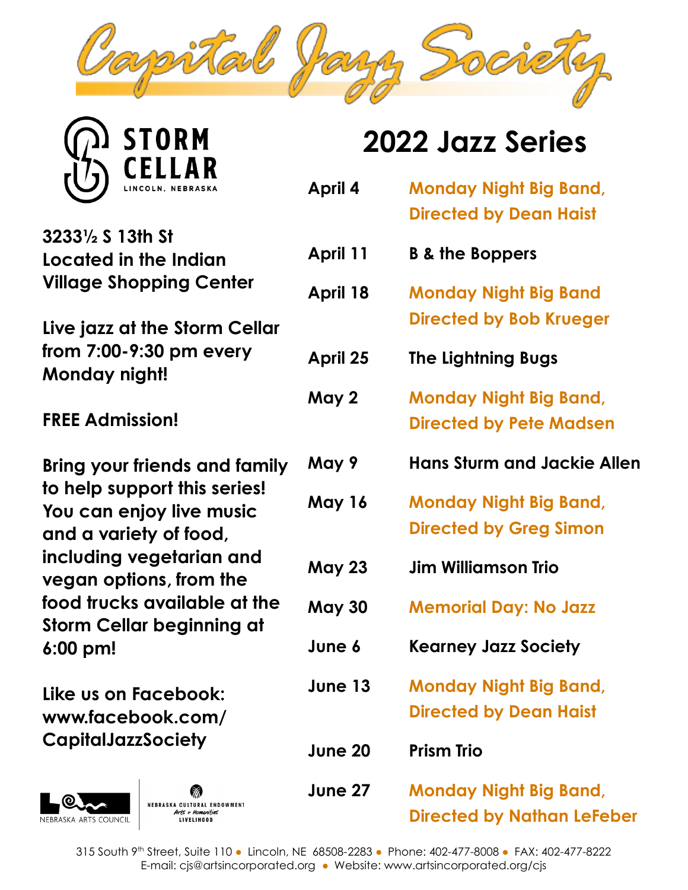# Capital Jazz Society

**STORM CELLAR**
LINCOLN, NEBRASKA

**3233½ S 13th St**
**Located in the Indian Village Shopping Center**

**Live jazz at the Storm Cellar from 7:00-9:30 pm every Monday night!**

**FREE Admission!**

**Bring your friends and family to help support this series! You can enjoy live music and a variety of food, including vegetarian and vegan options, from the food trucks available at the Storm Cellar beginning at 6:00 pm!**

**Like us on Facebook: www.facebook.com/CapitalJazzSociety**

NEBRASKA ARTS COUNCIL

NEBRASKA CULTURAL ENDOWMENT *Arts + Humanities* LIVELIHOOD

## 2022 Jazz Series

| | |
|---|---|
| **April 4** | **Monday Night Big Band, Directed by Dean Haist** |
| **April 11** | **B & the Boppers** |
| **April 18** | **Monday Night Big Band Directed by Bob Krueger** |
| **April 25** | **The Lightning Bugs** |
| **May 2** | **Monday Night Big Band, Directed by Pete Madsen** |
| **May 9** | **Hans Sturm and Jackie Allen** |
| **May 16** | **Monday Night Big Band, Directed by Greg Simon** |
| **May 23** | **Jim Williamson Trio** |
| **May 30** | **Memorial Day: No Jazz** |
| **June 6** | **Kearney Jazz Society** |
| **June 13** | **Monday Night Big Band, Directed by Dean Haist** |
| **June 20** | **Prism Trio** |
| **June 27** | **Monday Night Big Band, Directed by Nathan LeFeber** |

315 South 9th Street, Suite 110 • Lincoln, NE 68508-2283 • Phone: 402-477-8008 • FAX: 402-477-8222
E-mail: cjs@artsincorporated.org • Website: www.artsincorporated.org/cjs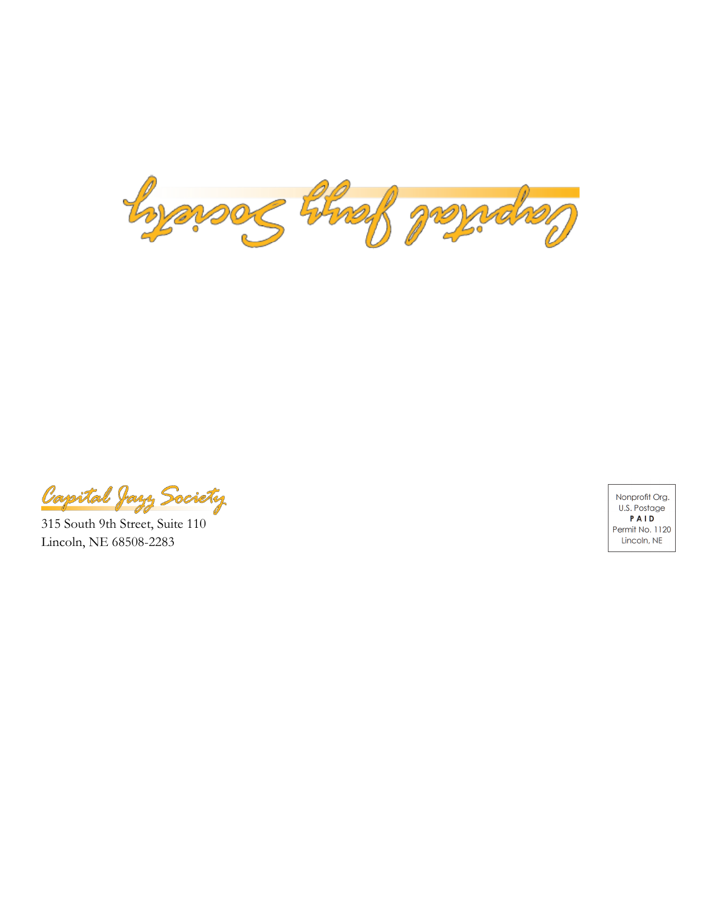Capital Jazz Society

Capital Jazz Society

315 South 9th Street, Suite 110
Lincoln, NE 68508-2283

Nonprofit Org.
U.S. Postage
**PAID**
Permit No. 1120
Lincoln, NE